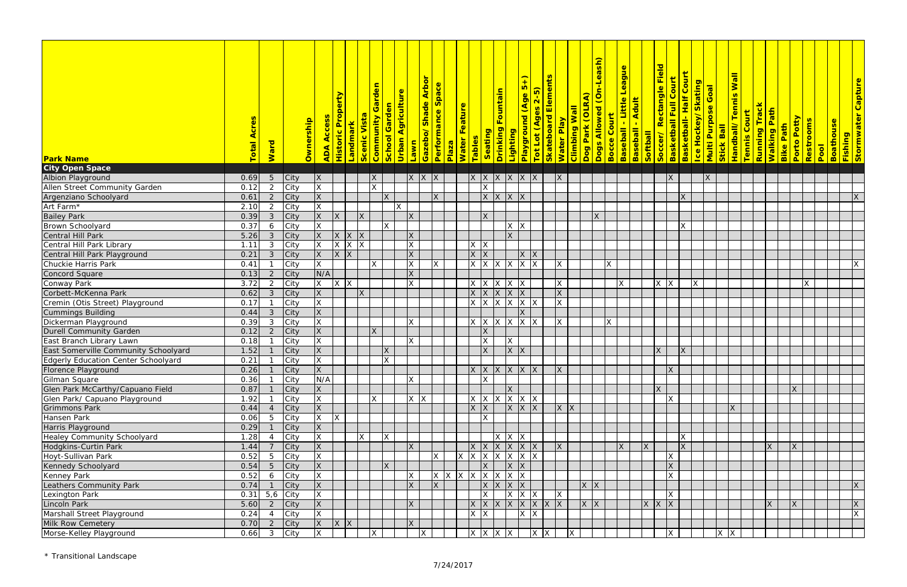| Park Name | Total Acres | Ward | Ownership | ADA Access | Historic Property | Landmark | Scenic Vista | Community Garden | School Garden | Urban Agriculture | Lawn | Gazebo/ Shade Arbor | Performance Space | Plaza | Water Feature | Tables | Seating | Drinking Fountain | Lighting | Playground (Age 5+) | Tot Lot (Ages 2-5) | Skateboard Elements | Water Play | Climbing Wall | Dog Park (OLRA) | Dogs Allowed (On-Leash) | Bocce Court | Baseball - Little League | Baseball - Adult | Softball | Soccer/ Rectangle Field | Basketball Full Court | Basketball- Half Court | Ice Hockey/ Skating | Multi Purpose Goal | Stick Ball | Handball/ Tennis Wall | Tennis Court | Running Track | Walking Path | Bike Path | Porto Potty | Restrooms | Pool | Boathouse | Fishing | Stormwater Capture |
|---|---|---|---|---|---|---|---|---|---|---|---|---|---|---|---|---|---|---|---|---|---|---|---|---|---|---|---|---|---|---|---|---|---|---|---|---|---|---|---|---|---|---|---|---|---|---|---|
| **City Open Space** | | | | | | | | | | | | | | | | | | | | | | | | | | | | | | | | | | | | | | | | | | | | | | | |
| Albion Playground | 0.69 | 5 | City | X | | | | X | | | X | X | X | | | X | X | X | X | X | X | | X | | | | | | | | | X | | | X | | | | | | | | | | | | |
| Allen Street Community Garden | 0.12 | 2 | City | X | | | | X | | | | | | | | | X | | | | | | | | | | | | | | | | | | | | | | | | | | | | | | |
| Argenziano Schoolyard | 0.61 | 2 | City | X | | | | | X | | | | X | | | | X | X | X | X | | | | | | | | | | | | | X | | | | | | | | | | | | | | X |
| Art Farm* | 2.10 | 2 | City | X | | | | | | X | | | | | | | | | | | | | | | | | | | | | | | | | | | | | | | | | | | | | |
| Bailey Park | 0.39 | 3 | City | X | X | | X | | | | X | | | | | | X | | | | | | | | | X | | | | | | | | | | | | | | | | | | | | | |
| Brown Schoolyard | 0.37 | 6 | City | X | | | | | X | | | | | | | | | | X | X | | | | | | | | | | | | | X | | | | | | | | | | | | | | |
| Central Hill Park | 5.26 | 3 | City | X | X | X | X | | | | X | | | | | | | | X | | | | | | | | | | | | | | | | | | | | | | | | | | | | |
| Central Hill Park Library | 1.11 | 3 | City | X | X | X | X | | | | X | | | | | X | X | | | | | | | | | | | | | | | | | | | | | | | | | | | | | | |
| Central Hill Park Playground | 0.21 | 3 | City | X | X | X | | | | | X | | | | | X | X | | | X | X | | | | | | | | | | | | | | | | | | | | | | | | | | |
| Chuckie Harris Park | 0.41 | 1 | City | X | | | | X | | | X | | X | | | X | X | X | X | X | X | | X | | | | X | | | | | | | | | | | | | | | | | | | | X |
| Concord Square | 0.13 | 2 | City | N/A | | | | | | | X | | | | | | | | | | | | | | | | | | | | | | | | | | | | | | | | | | | | |
| Conway Park | 3.72 | 2 | City | X | X | X | | | | | X | | | | | X | X | X | X | X | | | X | | | | | X | | | X | X | | X | | | | | | | | | X | | | | |
| Corbett-McKenna Park | 0.62 | 3 | City | X | | | X | | | | | | | | | X | X | X | X | X | | | X | | | | | | | | | | | | | | | | | | | | | | | | |
| Cremin (Otis Street) Playground | 0.17 | 1 | City | X | | | | | | | | | | | | X | X | X | X | X | X | | X | | | | | | | | | | | | | | | | | | | | | | | | |
| Cummings Building | 0.44 | 3 | City | X | | | | | | | | | | | | | | | | X | | | | | | | | | | | | | | | | | | | | | | | | | | | |
| Dickerman Playground | 0.39 | 3 | City | X | | | | | | | X | | | | | X | X | X | X | X | X | | X | | | | X | | | | | | | | | | | | | | | | | | | | |
| Durell Community Garden | 0.12 | 2 | City | X | | | | X | | | | | | | | | X | | | | | | | | | | | | | | | | | | | | | | | | | | | | | | |
| East Branch Library Lawn | 0.18 | 1 | City | X | | | | | | | X | | | | | | X | | X | | | | | | | | | | | | | | | | | | | | | | | | | | | | |
| East Somerville Community Schoolyard | 1.52 | 1 | City | X | | | | | X | | | | | | | | X | | X | X | | | | | | | | | | | X | | X | | | | | | | | | | | | | | |
| Edgerly Education Center Schoolyard | 0.21 | 1 | City | X | | | | | X | | | | | | | | | | | | | | | | | | | | | | | | | | | | | | | | | | | | | | |
| Florence Playground | 0.26 | 1 | City | X | | | | | | | | | | | | X | X | X | X | X | X | | X | | | | | | | | | X | | | | | | | | | | | | | | | |
| Gilman Square | 0.36 | 1 | City | N/A | | | | | | | X | | | | | | X | | | | | | | | | | | | | | | | | | | | | | | | | | | | | | |
| Glen Park McCarthy/Capuano Field | 0.87 | 1 | City | X | | | | | | | | | | | | | | | X | | | | | | | | | | | | X | | | | | | | | | | | X | | | | | |
| Glen Park/ Capuano Playground | 1.92 | 1 | City | X | | | | X | | | X | X | | | | X | X | X | X | X | X | | | | | | | | | | | X | | | | | | | | | | | | | | | |
| Grimmons Park | 0.44 | 4 | City | X | | | | | | | | | | | | X | X | | X | X | X | | X | X | | | | | | | | | | | | | X | | | | | | | | | | |
| Hansen Park | 0.06 | 5 | City | X | X | | | | | | | | | | | | X | | | | | | | | | | | | | | | | | | | | | | | | | | | | | | |
| Harris Playground | 0.29 | 1 | City | X | | | | | | | | | | | | | | | | | | | | | | | | | | | | | | | | | | | | | | | | | | | |
| Healey Community Schoolyard | 1.28 | 4 | City | X | | | X | | X | | | | | | | | | X | X | X | | | | | | | | | | | | | X | | | | | | | | | | | | | | |
| Hodgkins-Curtin Park | 1.44 | 7 | City | X | | | | | | | X | | | | | X | X | X | X | X | X | | X | | | | | X | | X | | | X | | | | | | | X | | X | | | | | |
| Hoyt-Sullivan Park | 0.52 | 5 | City | X | | | | | | | | | X | | X | X | X | X | X | X | X | | | | | | | | | | | X | | | | | | | | | | | | | | | |
| Kennedy Schoolyard | 0.54 | 5 | City | X | | | | | X | | | | | | | | X | | X | X | | | | | | | | | | | | X | | | | | | | | | | | | | | | |
| Kenney Park | 0.52 | 6 | City | X | | | | | | | X | | X | X | X | X | X | X | X | X | | | | | | | | | | | | X | | | | | | | | | | | | | | | |
| Leathers Community Park | 0.74 | 1 | City | X | | | | | | | X | | X | | | | X | X | X | X | | | | | X | X | | | | | | | | | | | | | | | | | | | | | X |
| Lexington Park | 0.31 | 5,6 | City | X | | | | | | | | | | | | | X | | X | X | X | | X | | | | | | | | | X | | | | | | | | | | | | | | | |
| Lincoln Park | 5.60 | 2 | City | X | | | | | | | X | | | | | X | X | X | X | X | X | X | X | | X | X | | | | X | X | X | | | | | | | | X | | X | | | | | X |
| Marshall Street Playground | 0.24 | 4 | City | X | | | | | | | | | | | | X | X | | | X | X | | | | | | | | | | | | | | | | | | | | | | | | | | X |
| Milk Row Cemetery | 0.70 | 2 | City | X | X | X | | | | | X | | | | | | | | | | | | | | | | | | | | | | | | | | | | | | | | | | | | |
| Morse-Kelley Playground | 0.66 | 3 | City | X | | | | X | | | | X | | | | X | X | X | X | | X | X | | X | | | | | | | | X | | | | X | X | | | | | | | | | | |

\* Transitional Landscape

7/24/2017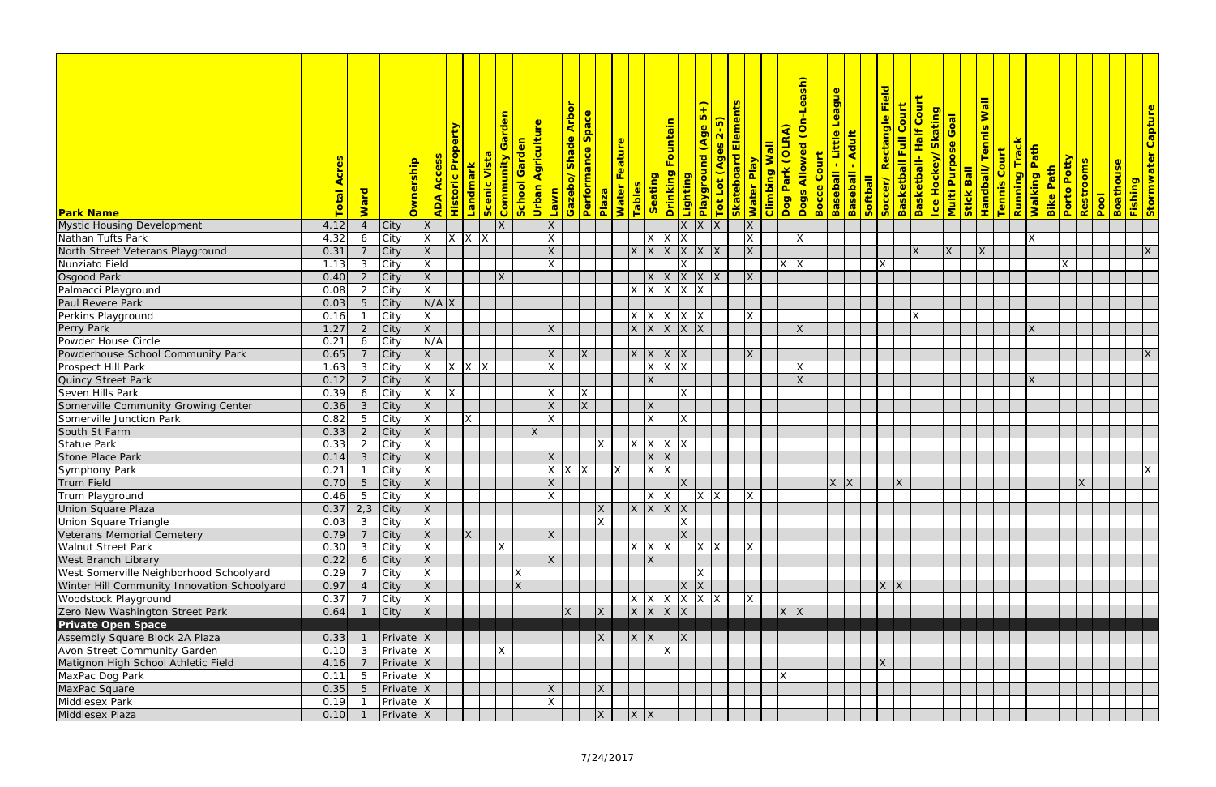| Park Name | Total Acres | Ward | Ownership | ADA Access | Historic Property | Landmark | Scenic Vista | Community Garden | School Garden | Urban Agriculture | Lawn | Gazebo/ Shade Arbor | Performance Space | Plaza | Water Feature | Tables | Seating | Drinking Fountain | Lighting | Playground (Age 5+) | Tot Lot (Ages 2-5) | Skateboard Elements | Water Play | Climbing Wall | Dog Park (OLRA) | Dogs Allowed (On-Leash) | Bocce Court | Baseball - Little League | Baseball - Adult | Softball | Soccer/ Rectangle Field | Basketball Full Court | Basketball- Half Court | Ice Hockey/ Skating | Multi Purpose Goal | Stick Ball | Handball/ Tennis Wall | Tennis Court | Running Track | Walking Path | Bike Path | Porto Potty | Restrooms | Pool | Boathouse | Fishing | Stormwater Capture |
|---|---|---|---|---|---|---|---|---|---|---|---|---|---|---|---|---|---|---|---|---|---|---|---|---|---|---|---|---|---|---|---|---|---|---|---|---|---|---|---|---|---|---|---|---|---|---|---|
| Mystic Housing Development | 4.12 | 4 | City | X | | | | X | | | X | | | | | | | | | X | X | X | X | | | | | | | | | | | | | | | | | | | | | | | | |
| Nathan Tufts Park | 4.32 | 6 | City | X | X | X | X | | | | X | | | | | | X | X | X | | | | X | | | X | | | | | | | | | | | | | | X | | | | | | | |
| North Street Veterans Playground | 0.31 | 7 | City | X | | | | | | | X | | | | | X | X | X | X | X | X | | X | | | | | | | | | | X | | X | | X | | | | | | | | | | X |
| Nunziato Field | 1.13 | 3 | City | X | | | | | | | X | | | | | | | | X | | | | | | X | X | | | | | X | | | | | | | | | | | X | | | | | |
| Osgood Park | 0.40 | 2 | City | X | | | | X | | | | | | | | | X | X | X | X | X | | X | | | | | | | | | | | | | | | | | | | | | | | | |
| Palmacci Playground | 0.08 | 2 | City | X | | | | | | | | | | | | X | X | X | X | X | | | | | | | | | | | | | | | | | | | | | | | | | | | |
| Paul Revere Park | 0.03 | 5 | City | N/A | X | | | | | | | | | | | | | | | | | | | | | | | | | | | | | | | | | | | | | | | | | | |
| Perkins Playground | 0.16 | 1 | City | X | | | | | | | | | | | | X | X | X | X | X | | | X | | | | | | | | | | X | | | | | | | | | | | | | | |
| Perry Park | 1.27 | 2 | City | X | | | | | | | X | | | | | X | X | X | X | X | | | | | | X | | | | | | | | | | | | | | X | | | | | | | |
| Powder House Circle | 0.21 | 6 | City | N/A | | | | | | | | | | | | | | | | | | | | | | | | | | | | | | | | | | | | | | | | | | | |
| Powderhouse School Community Park | 0.65 | 7 | City | X | | | | | | | X | | X | | | X | X | X | X | | | | X | | | | | | | | | | | | | | | | | | | | | | | | X |
| Prospect Hill Park | 1.63 | 3 | City | X | X | X | X | | | | X | | | | | | X | X | X | | | | | | | X | | | | | | | | | | | | | | | | | | | | | |
| Quincy Street Park | 0.12 | 2 | City | X | | | | | | | | | | | | | X | | | | | | | | | X | | | | | | | | | | | | | | X | | | | | | | |
| Seven Hills Park | 0.39 | 6 | City | X | X | | | | | | X | | X | | | | | | X | | | | | | | | | | | | | | | | | | | | | | | | | | | | |
| Somerville Community Growing Center | 0.36 | 3 | City | X | | | | | | | X | | X | | | | X | | | | | | | | | | | | | | | | | | | | | | | | | | | | | | |
| Somerville Junction Park | 0.82 | 5 | City | X | | X | | | | | X | | | | | | X | | X | | | | | | | | | | | | | | | | | | | | | | | | | | | | |
| South St Farm | 0.33 | 2 | City | X | | | | | | X | | | | | | | | | | | | | | | | | | | | | | | | | | | | | | | | | | | | | |
| Statue Park | 0.33 | 2 | City | X | | | | | | | | | | X | | X | X | X | X | | | | | | | | | | | | | | | | | | | | | | | | | | | | |
| Stone Place Park | 0.14 | 3 | City | X | | | | | | | X | | | | | | X | X | | | | | | | | | | | | | | | | | | | | | | | | | | | | | |
| Symphony Park | 0.21 | 1 | City | X | | | | | | | X | X | X | | X | | X | X | | | | | | | | | | | | | | | | | | | | | | | | | | | | | X |
| Trum Field | 0.70 | 5 | City | X | | | | | | | X | | | | | | | | X | | | | | | | | | X | X | | | X | | | | | | | | | | | X | | | | |
| Trum Playground | 0.46 | 5 | City | X | | | | | | | X | | | | | | X | X | | X | X | | X | | | | | | | | | | | | | | | | | | | | | | | | |
| Union Square Plaza | 0.37 | 2,3 | City | X | | | | | | | | | | X | | X | X | X | X | | | | | | | | | | | | | | | | | | | | | | | | | | | | |
| Union Square Triangle | 0.03 | 3 | City | X | | | | | | | | | | X | | | | | X | | | | | | | | | | | | | | | | | | | | | | | | | | | | |
| Veterans Memorial Cemetery | 0.79 | 7 | City | X | | X | | | | | X | | | | | | | | X | | | | | | | | | | | | | | | | | | | | | | | | | | | | |
| Walnut Street Park | 0.30 | 3 | City | X | | | | X | | | | | | | | X | X | X | | X | X | | X | | | | | | | | | | | | | | | | | | | | | | | | |
| West Branch Library | 0.22 | 6 | City | X | | | | | | | X | | | | | | X | | | | | | | | | | | | | | | | | | | | | | | | | | | | | | |
| West Somerville Neighborhood Schoolyard | 0.29 | 7 | City | X | | | | | X | | | | | | | | | | X | | | | | | | | | | | | | | | | | | | | | | | | | | | | |
| Winter Hill Community Innovation Schoolyard | 0.97 | 4 | City | X | | | | | X | | | | | | | | | | | X | X | | | | | | | | | | X | X | | | | | | | | | | | | | | | |
| Woodstock Playground | 0.37 | 7 | City | X | | | | | | | | | | | | X | X | X | X | X | X | | X | | | | | | | | | | | | | | | | | | | | | | | | |
| Zero New Washington Street Park | 0.64 | 1 | City | X | | | | | | | | X | | X | | X | X | X | X | | | | | | X | X | | | | | | | | | | | | | | | | | | | | | |
| **Private Open Space** | | | | | | | | | | | | | | | | | | | | | | | | | | | | | | | | | | | | | | | | | | | | | | | |
| Assembly Square Block 2A Plaza | 0.33 | 1 | Private | X | | | | | | | | | | X | | X | X | | X | | | | | | | | | | | | | | | | | | | | | | | | | | | | |
| Avon Street Community Garden | 0.10 | 3 | Private | X | | | | X | | | | | | | | | | X | | | | | | | | | | | | | | | | | | | | | | | | | | | | | |
| Matignon High School Athletic Field | 4.16 | 7 | Private | X | | | | | | | | | | | | | | | | | | | | | | | | | | | X | | | | | | | | | | | | | | | | |
| MaxPac Dog Park | 0.11 | 5 | Private | X | | | | | | | | | | | | | | | | | | | | | X | | | | | | | | | | | | | | | | | | | | | | |
| MaxPac Square | 0.35 | 5 | Private | X | | | | | | | X | | | X | | | | | | | | | | | | | | | | | | | | | | | | | | | | | | | | | |
| Middlesex Park | 0.19 | 1 | Private | X | | | | | | | X | | | | | | | | | | | | | | | | | | | | | | | | | | | | | | | | | | | | |
| Middlesex Plaza | 0.10 | 1 | Private | X | | | | | | | | | | X | | X | X | | | | | | | | | | | | | | | | | | | | | | | | | | | | | | |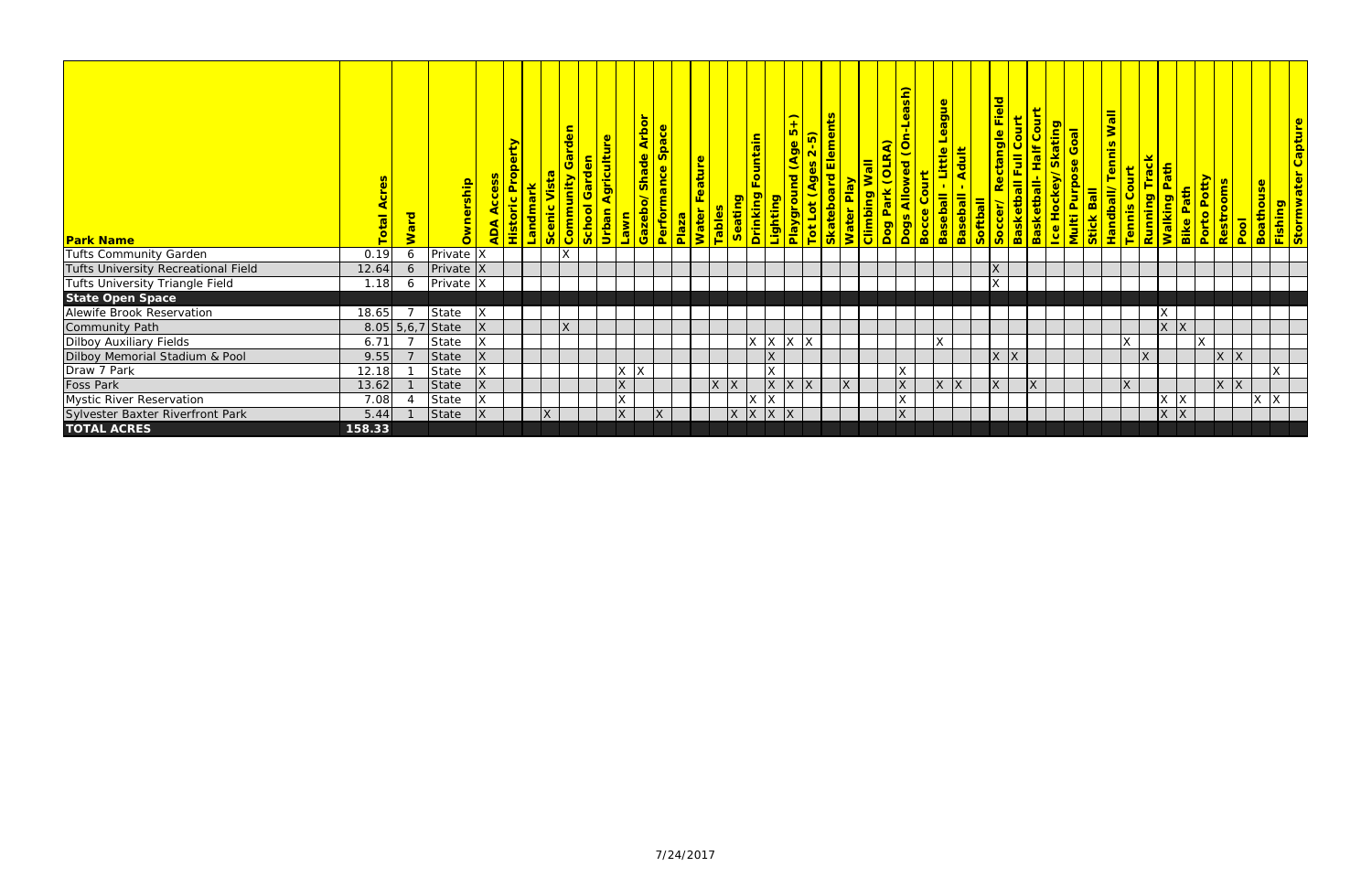| Park Name | Total Acres | Ward | Ownership | ADA Access | Historic Property | Landmark | Scenic Vista | Community Garden | School Garden | Urban Agriculture | Lawn | Gazebo/ Shade Arbor | Performance Space | Plaza | Water Feature | Tables | Seating | Drinking Fountain | Lighting | Playground (Age 5+) | Tot Lot (Ages 2-5) | Skateboard Elements | Water Play | Climbing Wall | Dog Park (OLRA) | Dogs Allowed (On-Leash) | Bocce Court | Baseball - Little League | Baseball - Adult | Softball | Soccer/ Rectangle Field | Basketball Full Court | Basketball- Half Court | Ice Hockey/ Skating | Multi Purpose Goal | Stick Ball | Handball/ Tennis Wall | Tennis Court | Running Track | Walking Path | Bike Path | Porto Potty | Restrooms | Pool | Boathouse | Fishing | Stormwater Capture |
|---|---|---|---|---|---|---|---|---|---|---|---|---|---|---|---|---|---|---|---|---|---|---|---|---|---|---|---|---|---|---|---|---|---|---|---|---|---|---|---|---|---|---|---|---|---|---|---|
| Tufts Community Garden | 0.19 | 6 | Private | X | | | | X | | | | | | | | | | | | | | | | | | | | | | | | | | | | | | | | | | | | | | | |
| Tufts University Recreational Field | 12.64 | 6 | Private | X | | | | | | | | | | | | | | | | | | | | | | | | | | | X | | | | | | | | | | | | | | | | |
| Tufts University Triangle Field | 1.18 | 6 | Private | X | | | | | | | | | | | | | | | | | | | | | | | | | | | X | | | | | | | | | | | | | | | | |
| **State Open Space** | | | | | | | | | | | | | | | | | | | | | | | | | | | | | | | | | | | | | | | | | | | | | | | |
| Alewife Brook Reservation | 18.65 | 7 | State | X | | | | | | | | | | | | | | | | | | | | | | | | | | | | | | | | | | | | X | | | | | | | |
| Community Path | 8.05 | 5,6,7 | State | X | | | | X | | | | | | | | | | | | | | | | | | | | | | | | | | | | | | | | X | X | | | | | | |
| Dilboy Auxiliary Fields | 6.71 | 7 | State | X | | | | | | | | | | | | | | X | X | X | X | | | | | | | X | | | | | | | | | | X | | | | X | | | | | |
| Dilboy Memorial Stadium & Pool | 9.55 | 7 | State | X | | | | | | | | | | | | | | | X | | | | | | | | | | | | X | X | | | | | | | X | | | | X | X | | | |
| Draw 7 Park | 12.18 | 1 | State | X | | | | | | | X | X | | | | | | | X | | | | | | | X | | | | | | | | | | | | | | | | | | | | X | |
| Foss Park | 13.62 | 1 | State | X | | | | | | | X | | | | | X | X | | X | X | X | | X | | | X | | X | X | | X | | X | | | | | X | | | | | X | X | | | |
| Mystic River Reservation | 7.08 | 4 | State | X | | | | | | | X | | | | | | | X | X | | | | | | | X | | | | | | | | | | | | | | X | X | | | | X | X | |
| Sylvester Baxter Riverfront Park | 5.44 | 1 | State | X | | | X | | | | X | | X | | | | X | X | X | X | | | | | | X | | | | | | | | | | | | | | X | X | | | | | | |
| **TOTAL ACRES** | **158.33** | | | | | | | | | | | | | | | | | | | | | | | | | | | | | | | | | | | | | | | | | | | | | | |